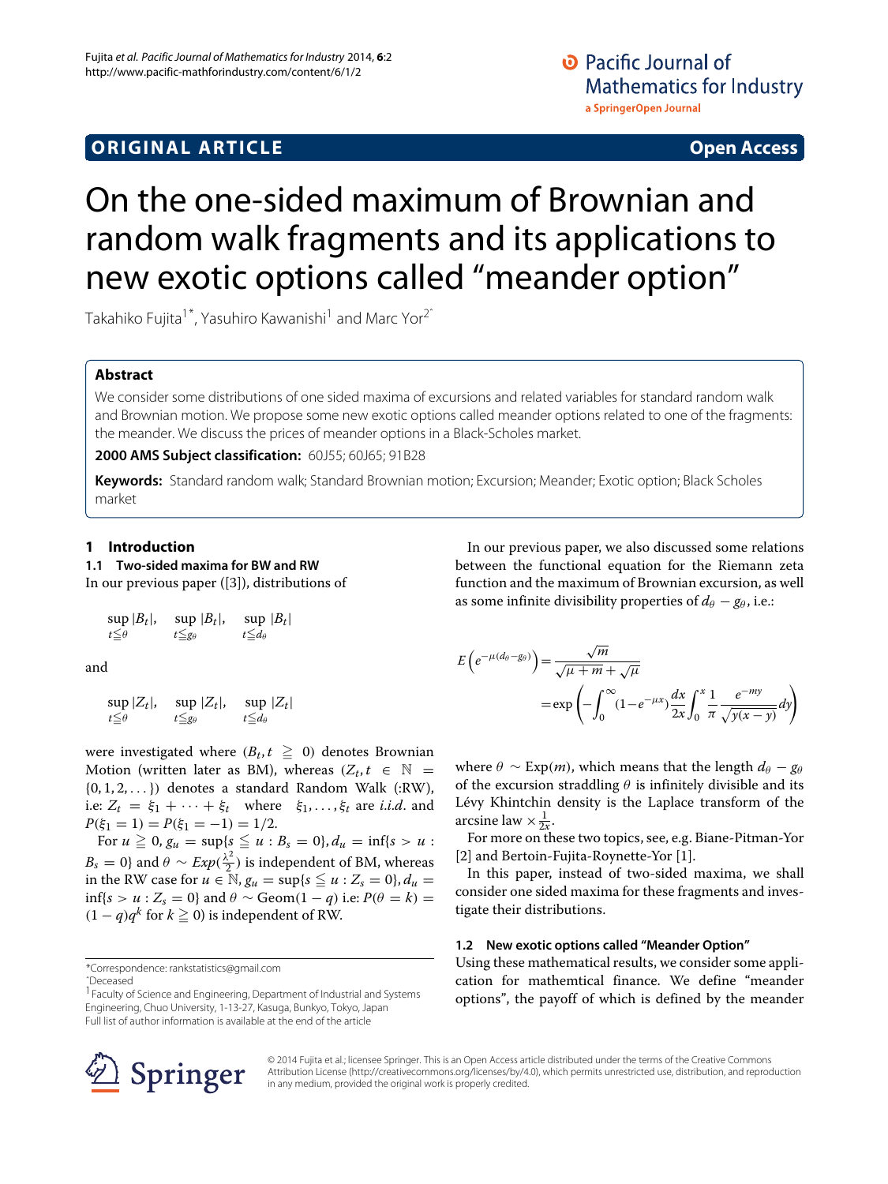# On the one-sided maximum of Brownian and random walk fragments and its applications to new exotic options called "meander option"

Takahiko Fujita[1*], Yasuhiro Kawanishi[1] and Marc Yor[2^]

## Abstract

We consider some distributions of one sided maxima of excursions and related variables for standard random walk and Brownian motion. We propose some new exotic options called meander options related to one of the fragments: the meander. We discuss the prices of meander options in a Black-Scholes market.

**2000 AMS Subject classification:** 60J55; 60J65; 91B28

**Keywords:** Standard random walk; Standard Brownian motion; Excursion; Meander; Exotic option; Black Scholes market

## 1 Introduction

### 1.1 Two-sided maxima for BW and RW

In our previous paper ([3]), distributions of

$$\sup_{t\leqq\theta}|B_t|, \quad \sup_{t\leqq g_\theta}|B_t|, \quad \sup_{t\leqq d_\theta}|B_t|$$

and

$$\sup_{t\leqq\theta}|Z_t|, \quad \sup_{t\leqq g_\theta}|Z_t|, \quad \sup_{t\leqq d_\theta}|Z_t|$$

were investigated where $(B_t, t \geqq 0)$ denotes Brownian Motion (written later as BM), whereas $(Z_t, t \in \mathbb{N} = \{0, 1, 2, \dots\})$ denotes a standard Random Walk (:RW), i.e: $Z_t = \xi_1 + \cdots + \xi_t$ where $\xi_1, \dots, \xi_t$ are *i.i.d.* and $P(\xi_1 = 1) = P(\xi_1 = -1) = 1/2$.

For $u \geqq 0$, $g_u = \sup\{s \leqq u : B_s = 0\}$, $d_u = \inf\{s > u : B_s = 0\}$ and $\theta \sim Exp(\frac{\lambda^2}{2})$ is independent of BM, whereas in the RW case for $u \in \mathbb{N}$, $g_u = \sup\{s \leqq u : Z_s = 0\}$, $d_u = \inf\{s > u : Z_s = 0\}$ and $\theta \sim \mathrm{Geom}(1-q)$ i.e: $P(\theta = k) = (1-q)q^k$ for $k \geqq 0$) is independent of RW.

In our previous paper, we also discussed some relations between the functional equation for the Riemann zeta function and the maximum of Brownian excursion, as well as some infinite divisibility properties of $d_\theta - g_\theta$, i.e.:

$$\begin{aligned} E\left(e^{-\mu(d_\theta - g_\theta)}\right) &= \frac{\sqrt{m}}{\sqrt{\mu+m}+\sqrt{\mu}} \\ &= \exp\left(-\int_0^\infty (1-e^{-\mu x})\frac{dx}{2x}\int_0^x \frac{1}{\pi}\frac{e^{-my}}{\sqrt{y(x-y)}}dy\right) \end{aligned}$$

where $\theta \sim \mathrm{Exp}(m)$, which means that the length $d_\theta - g_\theta$ of the excursion straddling $\theta$ is infinitely divisible and its Lévy Khintchin density is the Laplace transform of the arcsine law $\times \frac{1}{2x}$.

For more on these two topics, see, e.g. Biane-Pitman-Yor [2] and Bertoin-Fujita-Roynette-Yor [1].

In this paper, instead of two-sided maxima, we shall consider one sided maxima for these fragments and investigate their distributions.

### 1.2 New exotic options called "Meander Option"

Using these mathematical results, we consider some application for mathemtical finance. We define "meander options", the payoff of which is defined by the meander

*Correspondence: rankstatistics@gmail.com

^Deceased

[1] Faculty of Science and Engineering, Department of Industrial and Systems Engineering, Chuo University, 1-13-27, Kasuga, Bunkyo, Tokyo, Japan

Full list of author information is available at the end of the article

© 2014 Fujita et al.; licensee Springer. This is an Open Access article distributed under the terms of the Creative Commons Attribution License (http://creativecommons.org/licenses/by/4.0), which permits unrestricted use, distribution, and reproduction in any medium, provided the original work is properly credited.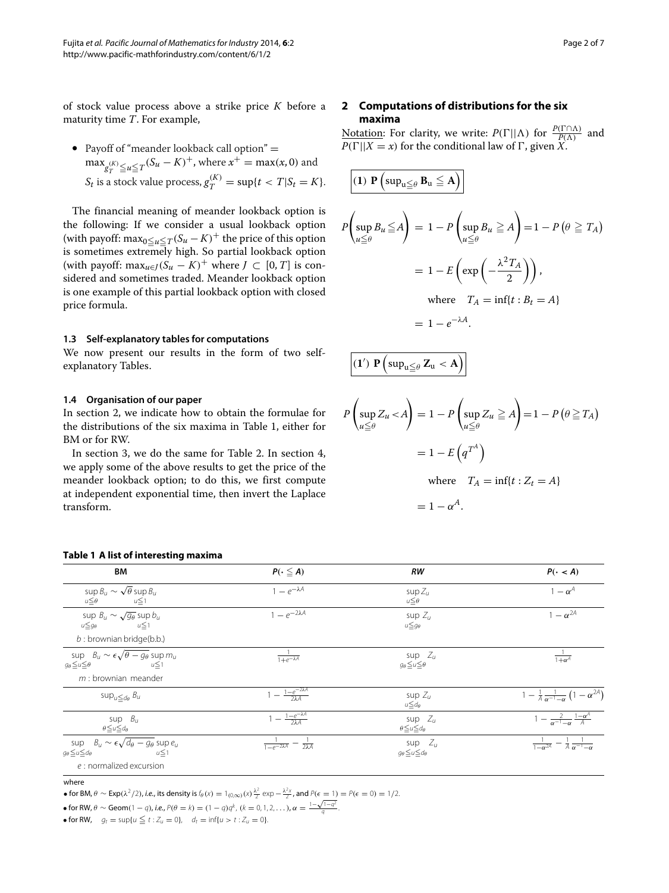of stock value process above a strike price $K$ before a maturity time $T$. For example,

- Payoff of "meander lookback call option" = $\max_{g_T^{(K)} \leqq u \leqq T} (S_u - K)^+$, where $x^+ = \max(x, 0)$ and $S_t$ is a stock value process, $g_T^{(K)} = \sup\{t < T | S_t = K\}$.

The financial meaning of meander lookback option is the following: If we consider a usual lookback option (with payoff: $\max_{0 \leqq u \leqq T} (S_u - K)^+$ the price of this option is sometimes extremely high. So partial lookback option (with payoff: $\max_{u \in J} (S_u - K)^+$ where $J \subset [0, T]$ is considered and sometimes traded. Meander lookback option is one example of this partial lookback option with closed price formula.

### 1.3 Self-explanatory tables for computations

We now present our results in the form of two self-explanatory Tables.

### 1.4 Organisation of our paper

In section 2, we indicate how to obtain the formulae for the distributions of the six maxima in Table 1, either for BM or for RW.

In section 3, we do the same for Table 2. In section 4, we apply some of the above results to get the price of the meander lookback option; to do this, we first compute at independent exponential time, then invert the Laplace transform.

## 2 Computations of distributions for the six maxima

Notation: For clarity, we write: $P(\Gamma || \Lambda)$ for $\frac{P(\Gamma \cap \Lambda)}{P(\Lambda)}$ and $P(\Gamma || X = x)$ for the conditional law of $\Gamma$, given $X$.

$$\boxed{(\mathbf{1})\ \mathbf{P}\left(\sup_{u \leqq \theta} \mathbf{B}_u \leqq \mathbf{A}\right)}$$

$$P\left(\sup_{u \leqq \theta} B_u \leqq A\right) = 1 - P\left(\sup_{u \leqq \theta} B_u \geqq A\right) = 1 - P\left(\theta \geqq T_A\right)$$

$$= 1 - E\left(\exp\left(-\frac{\lambda^2 T_A}{2}\right)\right),$$

$$\text{where} \quad T_A = \inf\{t : B_t = A\}$$

$$= 1 - e^{-\lambda A}.$$

$$\boxed{(\mathbf{1'})\ \mathbf{P}\left(\sup_{u \leqq \theta} \mathbf{Z}_u < \mathbf{A}\right)}$$

$$P\left(\sup_{u \leqq \theta} Z_u < A\right) = 1 - P\left(\sup_{u \leqq \theta} Z_u \geqq A\right) = 1 - P\left(\theta \geqq T_A\right)$$

$$= 1 - E\left(q^{T^A}\right)$$

$$\text{where} \quad T_A = \inf\{t : Z_t = A\}$$

$$= 1 - \alpha^A.$$

**Table 1 A list of interesting maxima**

| BM | $P(\cdot \leqq A)$ | RW | $P(\cdot < A)$ |
|---|---|---|---|
| $\sup_{u \leqq \theta} B_u \sim \sqrt{\theta} \sup_{u \leqq 1} B_u$ | $1 - e^{-\lambda A}$ | $\sup_{u \leqq \theta} Z_u$ | $1 - \alpha^A$ |
| $\sup_{u \leqq g_\theta} B_u \sim \sqrt{g_\theta} \sup_{u \leqq 1} b_u$ <br> $b$ : brownian bridge(b.b.) | $1 - e^{-2\lambda A}$ | $\sup_{u \leqq g_\theta} Z_u$ | $1 - \alpha^{2A}$ |
| $\sup_{g_\theta \leqq u \leqq \theta} B_u \sim \epsilon \sqrt{\theta - g_\theta} \sup_{u \leqq 1} m_u$ <br> $m$ : brownian meander | $\frac{1}{1 + e^{-\lambda A}}$ | $\sup_{g_\theta \leqq u \leqq \theta} Z_u$ | $\frac{1}{1 + \alpha^A}$ |
| $\sup_{u \leqq d_\theta} B_u$ | $1 - \frac{1 - e^{-2\lambda A}}{2\lambda A}$ | $\sup_{u \leqq d_\theta} Z_u$ | $1 - \frac{1}{A} \frac{1}{\alpha^{-1} - \alpha} \left(1 - \alpha^{2A}\right)$ |
| $\sup_{\theta \leqq u \leqq d_\theta} B_u$ | $1 - \frac{1 - e^{-\lambda A}}{2\lambda A}$ | $\sup_{\theta \leqq u \leqq d_\theta} Z_u$ | $1 - \frac{2}{\alpha^{-1} - \alpha} \frac{1 - \alpha^A}{A}$ |
| $\sup_{g_\theta \leqq u \leqq d_\theta} B_u \sim \epsilon \sqrt{d_\theta - g_\theta} \sup_{u \leqq 1} e_u$ <br> $e$ : normalized excursion | $\frac{1}{1 - e^{-2\lambda A}} - \frac{1}{2\lambda A}$ | $\sup_{g_\theta \leqq u \leqq d_\theta} Z_u$ | $\frac{1}{1 - \alpha^{2A}} - \frac{1}{A} \frac{1}{\alpha^{-1} - \alpha}$ |

where

- for BM, $\theta \sim \text{Exp}(\lambda^2/2)$, *i.e.*, its density is $f_\theta(x) = 1_{(0,\infty)}(x) \frac{\lambda^2}{2} \exp -\frac{\lambda^2 x}{2}$, and $P(\epsilon = 1) = P(\epsilon = 0) = 1/2$.
- for RW, $\theta \sim \text{Geom}(1 - q)$, *i.e.*, $P(\theta = k) = (1 - q) q^k$, $(k = 0, 1, 2, \ldots)$, $\alpha = \frac{1 - \sqrt{1 - q^2}}{q}$.
- for RW, $\quad g_t = \sup\{u \leqq t : Z_u = 0\}, \quad d_t = \inf\{u > t : Z_u = 0\}$.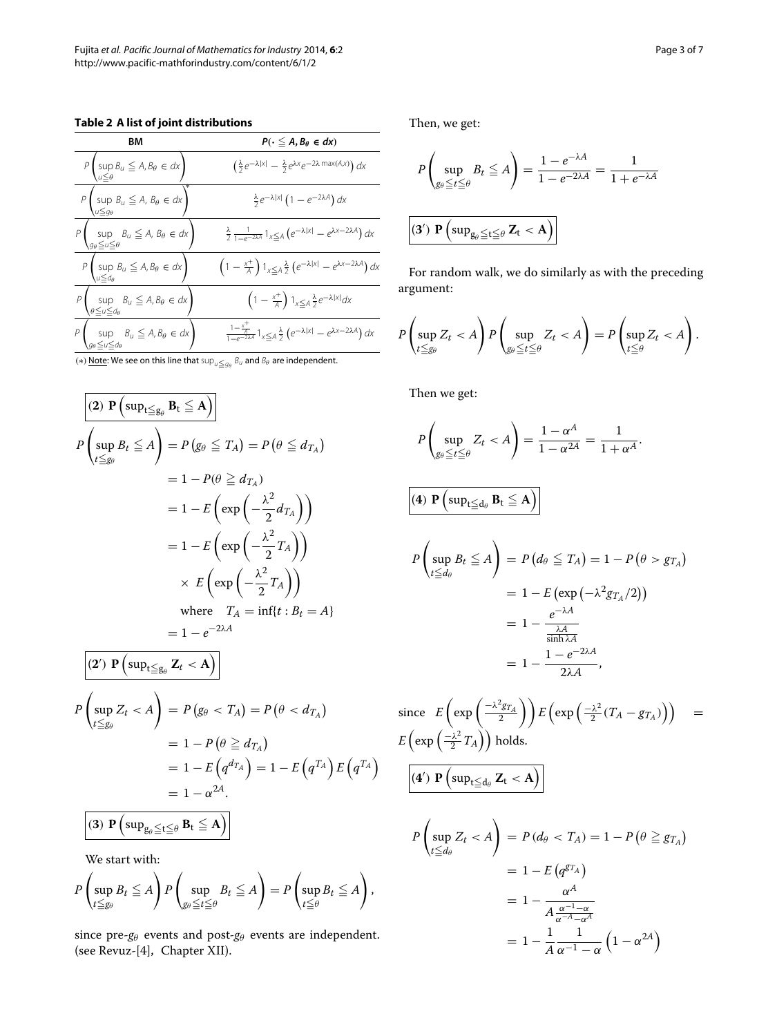**Table 2 A list of joint distributions**

| BM | $P(\cdot \leqq A, B_\theta \in dx)$ |
|---|---|
| $P\left(\sup_{u\leqq\theta} B_u \leqq A, B_\theta \in dx\right)$ | $\left(\frac{\lambda}{2}e^{-\lambda\lvert x\rvert} - \frac{\lambda}{2}e^{\lambda x}e^{-2\lambda \max(A,x)}\right)dx$ |
| $P\left(\sup_{u\leqq g_\theta} B_u \leqq A, B_\theta \in dx\right)^*$ | $\frac{\lambda}{2}e^{-\lambda\lvert x\rvert}\left(1-e^{-2\lambda A}\right)dx$ |
| $P\left(\sup_{g_\theta\leqq u\leqq\theta} B_u \leqq A, B_\theta \in dx\right)$ | $\frac{\lambda}{2}\frac{1}{1-e^{-2\lambda A}}1_{x\leqq A}\left(e^{-\lambda\lvert x\rvert}-e^{\lambda x-2\lambda A}\right)dx$ |
| $P\left(\sup_{u\leqq d_\theta} B_u \leqq A, B_\theta \in dx\right)$ | $\left(1-\frac{x^+}{A}\right)1_{x\leqq A}\frac{\lambda}{2}\left(e^{-\lambda\lvert x\rvert}-e^{\lambda x-2\lambda A}\right)dx$ |
| $P\left(\sup_{\theta\leqq u\leqq d_\theta} B_u \leqq A, B_\theta \in dx\right)$ | $\left(1-\frac{x^+}{A}\right)1_{x\leqq A}\frac{\lambda}{2}e^{-\lambda\lvert x\rvert}dx$ |
| $P\left(\sup_{g_\theta\leqq u\leqq d_\theta} B_u \leqq A, B_\theta \in dx\right)$ | $\frac{1-\frac{x^+}{A}}{1-e^{-2\lambda A}}1_{x\leqq A}\frac{\lambda}{2}\left(e^{-\lambda\lvert x\rvert}-e^{\lambda x-2\lambda A}\right)dx$ |

(*) Note: We see on this line that $\sup_{u\leqq g_\theta} B_u$ and $B_\theta$ are independent.

**(2)** $\mathbf{P}\left(\sup_{t\leqq g_\theta} \mathbf{B}_t \leqq \mathbf{A}\right)$

$$
\begin{aligned}
P\left(\sup_{t\leqq g_\theta} B_t \leqq A\right) &= P\left(g_\theta \leqq T_A\right) = P\left(\theta \leqq d_{T_A}\right)\\
&= 1 - P(\theta \geqq d_{T_A})\\
&= 1 - E\left(\exp\left(-\frac{\lambda^2}{2}d_{T_A}\right)\right)\\
&= 1 - E\left(\exp\left(-\frac{\lambda^2}{2}T_A\right)\right)\\
&\quad \times E\left(\exp\left(-\frac{\lambda^2}{2}T_A\right)\right)\\
&\quad \text{where} \quad T_A = \inf\{t : B_t = A\}\\
&= 1 - e^{-2\lambda A}
\end{aligned}
$$

**(2′)** $\mathbf{P}\left(\sup_{t\leqq g_\theta} \mathbf{Z}_t < \mathbf{A}\right)$

$$
\begin{aligned}
P\left(\sup_{t\leqq g_\theta} Z_t < A\right) &= P\left(g_\theta < T_A\right) = P\left(\theta < d_{T_A}\right)\\
&= 1 - P\left(\theta \geqq d_{T_A}\right)\\
&= 1 - E\left(q^{d_{T_A}}\right) = 1 - E\left(q^{T_A}\right)E\left(q^{T_A}\right)\\
&= 1 - \alpha^{2A}.
\end{aligned}
$$

**(3)** $\mathbf{P}\left(\sup_{g_\theta\leqq t\leqq\theta} \mathbf{B}_t \leqq \mathbf{A}\right)$

We start with:

$$
P\left(\sup_{t\leqq g_\theta} B_t \leqq A\right)P\left(\sup_{g_\theta\leqq t\leqq\theta} B_t \leqq A\right) = P\left(\sup_{t\leqq\theta} B_t \leqq A\right),
$$

since pre-$g_\theta$ events and post-$g_\theta$ events are independent. (see Revuz-[4], Chapter XII).

Then, we get:

$$
P\left(\sup_{g_\theta\leqq t\leqq\theta} B_t \leqq A\right) = \frac{1-e^{-\lambda A}}{1-e^{-2\lambda A}} = \frac{1}{1+e^{-\lambda A}}
$$

**(3′)** $\mathbf{P}\left(\sup_{g_\theta\leqq t\leqq\theta} \mathbf{Z}_t < \mathbf{A}\right)$

For random walk, we do similarly as with the preceding argument:

$$
P\left(\sup_{t\leqq g_\theta} Z_t < A\right)P\left(\sup_{g_\theta\leqq t\leqq\theta} Z_t < A\right) = P\left(\sup_{t\leqq\theta} Z_t < A\right).
$$

Then we get:

$$
P\left(\sup_{g_\theta\leqq t\leqq\theta} Z_t < A\right) = \frac{1-\alpha^A}{1-\alpha^{2A}} = \frac{1}{1+\alpha^A}.
$$

**(4)** $\mathbf{P}\left(\sup_{t\leqq d_\theta} \mathbf{B}_t \leqq \mathbf{A}\right)$

$$
\begin{aligned}
P\left(\sup_{t\leqq d_\theta} B_t \leqq A\right) &= P\left(d_\theta \leqq T_A\right) = 1 - P\left(\theta > g_{T_A}\right)\\
&= 1 - E\left(\exp\left(-\lambda^2 g_{T_A}/2\right)\right)\\
&= 1 - \frac{e^{-\lambda A}}{\frac{\lambda A}{\sinh\lambda A}}\\
&= 1 - \frac{1-e^{-2\lambda A}}{2\lambda A},
\end{aligned}
$$

since $E\left(\exp\left(\frac{-\lambda^2 g_{T_A}}{2}\right)\right)E\left(\exp\left(\frac{-\lambda^2}{2}(T_A - g_{T_A})\right)\right) = E\left(\exp\left(\frac{-\lambda^2}{2}T_A\right)\right)$ holds.

**(4′)** $\mathbf{P}\left(\sup_{t\leqq d_\theta} \mathbf{Z}_t < \mathbf{A}\right)$

$$
\begin{aligned}
P\left(\sup_{t\leqq d_\theta} Z_t < A\right) &= P\left(d_\theta < T_A\right) = 1 - P\left(\theta \geqq g_{T_A}\right)\\
&= 1 - E\left(q^{g_{T_A}}\right)\\
&= 1 - \frac{\alpha^A}{A\frac{\alpha^{-1}-\alpha}{\alpha^{-A}-\alpha^A}}\\
&= 1 - \frac{1}{A}\frac{1}{\alpha^{-1}-\alpha}\left(1-\alpha^{2A}\right)
\end{aligned}
$$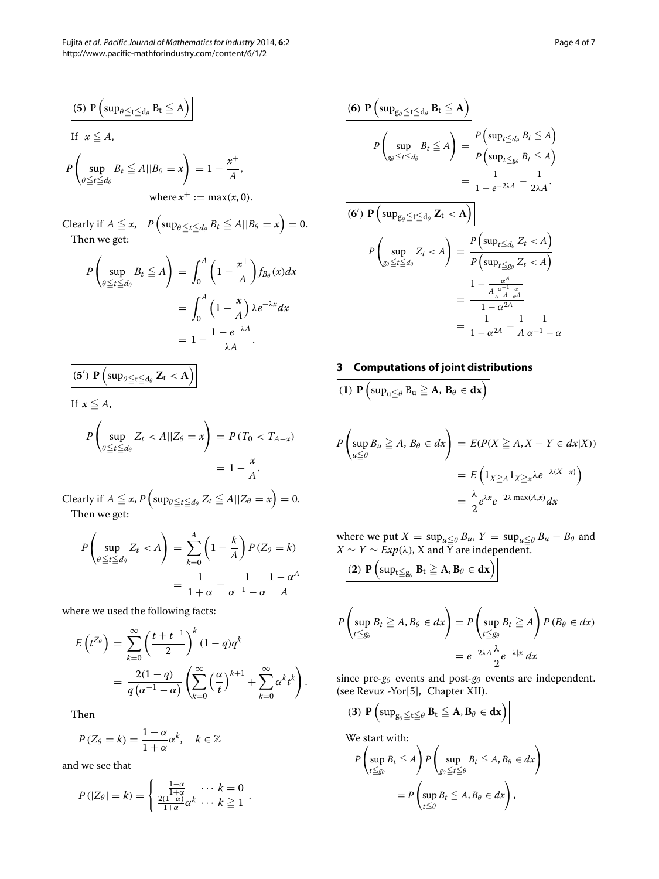**(5) $P\left(\sup_{\theta \leqq t \leqq d_\theta} B_t \leqq A\right)$**

If $x \leqq A$,

$$P\left(\sup_{\theta \leqq t \leqq d_\theta} B_t \leqq A || B_\theta = x\right) = 1 - \frac{x^+}{A},$$

$$\text{where } x^+ := \max(x, 0).$$

Clearly if $A \leqq x$, $\quad P\left(\sup_{\theta \leqq t \leqq d_\theta} B_t \leqq A || B_\theta = x\right) = 0.$
Then we get:

$$\begin{aligned} P\left(\sup_{\theta \leqq t \leqq d_\theta} B_t \leqq A\right) &= \int_0^A \left(1 - \frac{x^+}{A}\right) f_{B_\theta}(x) dx \\ &= \int_0^A \left(1 - \frac{x}{A}\right) \lambda e^{-\lambda x} dx \\ &= 1 - \frac{1 - e^{-\lambda A}}{\lambda A}. \end{aligned}$$

**(5′) $P\left(\sup_{\theta \leqq t \leqq d_\theta} Z_t < A\right)$**

If $x \leqq A$,

$$\begin{aligned} P\left(\sup_{\theta \leqq t \leqq d_\theta} Z_t < A || Z_\theta = x\right) &= P\left(T_0 < T_{A-x}\right) \\ &= 1 - \frac{x}{A}. \end{aligned}$$

Clearly if $A \leqq x$, $P\left(\sup_{\theta \leqq t \leqq d_\theta} Z_t \leqq A || Z_\theta = x\right) = 0.$
Then we get:

$$\begin{aligned} P\left(\sup_{\theta \leqq t \leqq d_\theta} Z_t < A\right) &= \sum_{k=0}^{A} \left(1 - \frac{k}{A}\right) P\left(Z_\theta = k\right) \\ &= \frac{1}{1+\alpha} - \frac{1}{\alpha^{-1} - \alpha} \frac{1 - \alpha^A}{A} \end{aligned}$$

where we used the following facts:

$$\begin{aligned} E\left(t^{Z_\theta}\right) &= \sum_{k=0}^{\infty} \left(\frac{t + t^{-1}}{2}\right)^k (1-q) q^k \\ &= \frac{2(1-q)}{q\left(\alpha^{-1} - \alpha\right)} \left(\sum_{k=0}^{\infty} \left(\frac{\alpha}{t}\right)^{k+1} + \sum_{k=0}^{\infty} \alpha^k t^k\right). \end{aligned}$$

Then

$$P\left(Z_\theta = k\right) = \frac{1-\alpha}{1+\alpha} \alpha^k, \quad k \in \mathbb{Z}$$

and we see that

$$P\left(|Z_\theta| = k\right) = \begin{cases} \frac{1-\alpha}{1+\alpha} & \cdots k = 0 \\ \frac{2(1-\alpha)}{1+\alpha} \alpha^k & \cdots k \geqq 1 \end{cases}.$$

**(6) $P\left(\sup_{g_\theta \leqq t \leqq d_\theta} B_t \leqq A\right)$**

$$\begin{aligned} P\left(\sup_{g_\theta \leqq t \leqq d_\theta} B_t \leqq A\right) &= \frac{P\left(\sup_{t \leqq d_\theta} B_t \leqq A\right)}{P\left(\sup_{t \leqq g_\theta} B_t \leqq A\right)} \\ &= \frac{1}{1 - e^{-2\lambda A}} - \frac{1}{2\lambda A}. \end{aligned}$$

**(6′) $P\left(\sup_{g_\theta \leqq t \leqq d_\theta} Z_t < A\right)$**

$$\begin{aligned} P\left(\sup_{g_\theta \leqq t \leqq d_\theta} Z_t < A\right) &= \frac{P\left(\sup_{t \leqq d_\theta} Z_t < A\right)}{P\left(\sup_{t \leqq g_\theta} Z_t < A\right)} \\ &= \frac{1 - \frac{\alpha^A}{A \frac{\alpha^{-1} - \alpha}{\alpha^{-A} - \alpha^A}}}{1 - \alpha^{2A}} \\ &= \frac{1}{1 - \alpha^{2A}} - \frac{1}{A} \frac{1}{\alpha^{-1} - \alpha} \end{aligned}$$

## 3 Computations of joint distributions

**(1) $P\left(\sup_{u \leqq \theta} B_u \geqq A,\ B_\theta \in dx\right)$**

$$\begin{aligned} P\left(\sup_{u \leqq \theta} B_u \geqq A,\ B_\theta \in dx\right) &= E(P(X \geqq A, X - Y \in dx | X)) \\ &= E\left(1_{X \geqq A} 1_{X \geqq x} \lambda e^{-\lambda(X - x)}\right) \\ &= \frac{\lambda}{2} e^{\lambda x} e^{-2\lambda \max(A, x)} dx \end{aligned}$$

where we put $X = \sup_{u \leqq \theta} B_u$, $Y = \sup_{u \leqq \theta} B_u - B_\theta$ and $X \sim Y \sim Exp(\lambda)$, X and Y are independent.

**(2) $P\left(\sup_{t \leqq g_\theta} B_t \geqq A, B_\theta \in dx\right)$**

$$\begin{aligned} P\left(\sup_{t \leqq g_\theta} B_t \geqq A, B_\theta \in dx\right) &= P\left(\sup_{t \leqq g_\theta} B_t \geqq A\right) P\left(B_\theta \in dx\right) \\ &= e^{-2\lambda A} \frac{\lambda}{2} e^{-\lambda |x|} dx \end{aligned}$$

since pre-$g_\theta$ events and post-$g_\theta$ events are independent. (see Revuz -Yor[5], Chapter XII).

**(3) $P\left(\sup_{g_\theta \leqq t \leqq \theta} B_t \leqq A, B_\theta \in dx\right)$**

We start with:

$$\begin{aligned} &P\left(\sup_{t \leqq g_\theta} B_t \leqq A\right) P\left(\sup_{g_\theta \leqq t \leqq \theta} B_t \leqq A, B_\theta \in dx\right) \\ &= P\left(\sup_{t \leqq \theta} B_t \leqq A, B_\theta \in dx\right), \end{aligned}$$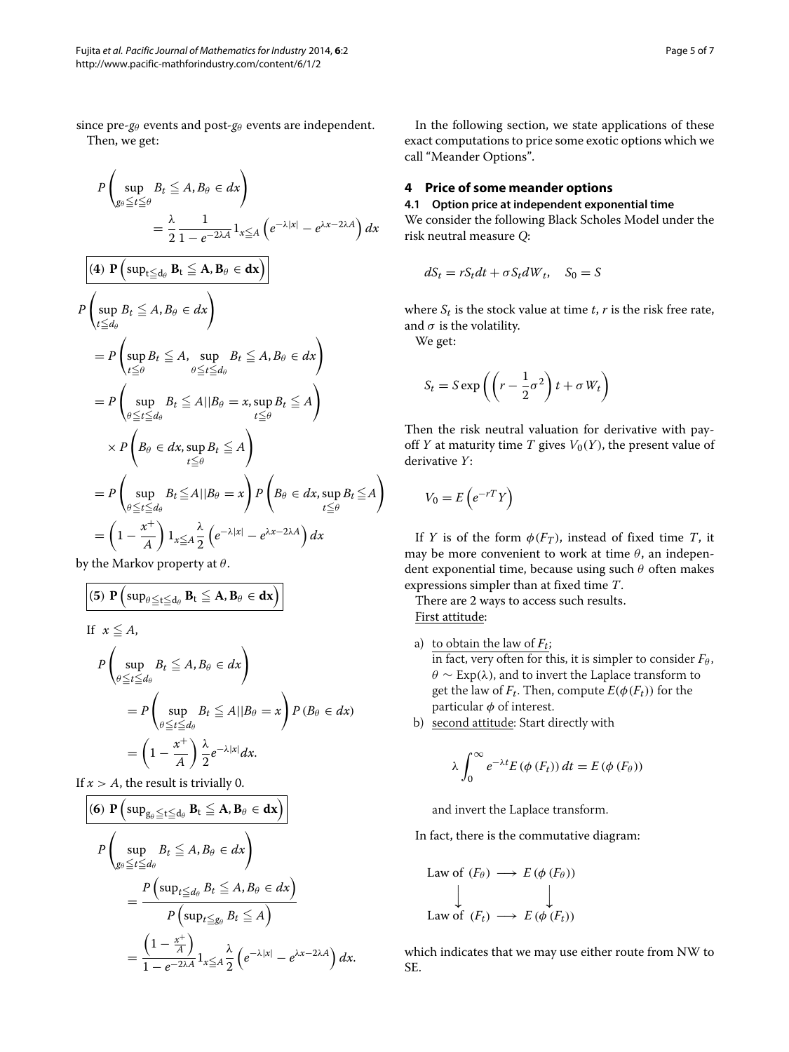since pre-$g_\theta$ events and post-$g_\theta$ events are independent.

Then, we get:

$$P\left(\sup_{g_\theta \leqq t \leqq \theta} B_t \leqq A, B_\theta \in dx\right) = \frac{\lambda}{2}\frac{1}{1-e^{-2\lambda A}} 1_{x \leqq A}\left(e^{-\lambda|x|} - e^{\lambda x - 2\lambda A}\right) dx$$

**(4) $\mathbf{P}\left(\sup_{t \leqq d_\theta} \mathbf{B}_t \leqq \mathbf{A}, \mathbf{B}_\theta \in \mathbf{dx}\right)$**

$$\begin{aligned}
P&\left(\sup_{t \leqq d_\theta} B_t \leqq A, B_\theta \in dx\right)\\
&= P\left(\sup_{t \leqq \theta} B_t \leqq A, \sup_{\theta \leqq t \leqq d_\theta} B_t \leqq A, B_\theta \in dx\right)\\
&= P\left(\sup_{\theta \leqq t \leqq d_\theta} B_t \leqq A || B_\theta = x, \sup_{t \leqq \theta} B_t \leqq A\right)\\
&\quad \times P\left(B_\theta \in dx, \sup_{t \leqq \theta} B_t \leqq A\right)\\
&= P\left(\sup_{\theta \leqq t \leqq d_\theta} B_t \leqq A || B_\theta = x\right) P\left(B_\theta \in dx, \sup_{t \leqq \theta} B_t \leqq A\right)\\
&= \left(1 - \frac{x^+}{A}\right) 1_{x \leqq A} \frac{\lambda}{2}\left(e^{-\lambda|x|} - e^{\lambda x - 2\lambda A}\right) dx
\end{aligned}$$

by the Markov property at $\theta$.

**(5) $\mathbf{P}\left(\sup_{\theta \leqq t \leqq d_\theta} \mathbf{B}_t \leqq \mathbf{A}, \mathbf{B}_\theta \in \mathbf{dx}\right)$**

If $x \leqq A$,

$$\begin{aligned}
P&\left(\sup_{\theta \leqq t \leqq d_\theta} B_t \leqq A, B_\theta \in dx\right)\\
&= P\left(\sup_{\theta \leqq t \leqq d_\theta} B_t \leqq A || B_\theta = x\right) P\left(B_\theta \in dx\right)\\
&= \left(1 - \frac{x^+}{A}\right)\frac{\lambda}{2} e^{-\lambda|x|} dx.
\end{aligned}$$

If $x > A$, the result is trivially 0.

**(6) $\mathbf{P}\left(\sup_{g_\theta \leqq t \leqq d_\theta} \mathbf{B}_t \leqq \mathbf{A}, \mathbf{B}_\theta \in \mathbf{dx}\right)$**

$$\begin{aligned}
P&\left(\sup_{g_\theta \leqq t \leqq d_\theta} B_t \leqq A, B_\theta \in dx\right)\\
&= \frac{P\left(\sup_{t \leqq d_\theta} B_t \leqq A, B_\theta \in dx\right)}{P\left(\sup_{t \leqq g_\theta} B_t \leqq A\right)}\\
&= \frac{\left(1 - \frac{x^+}{A}\right)}{1 - e^{-2\lambda A}} 1_{x \leqq A}\frac{\lambda}{2}\left(e^{-\lambda|x|} - e^{\lambda x - 2\lambda A}\right) dx.
\end{aligned}$$

In the following section, we state applications of these exact computations to price some exotic options which we call "Meander Options".

## 4 Price of some meander options

### 4.1 Option price at independent exponential time

We consider the following Black Scholes Model under the risk neutral measure $Q$:

$$dS_t = rS_t dt + \sigma S_t dW_t, \quad S_0 = S$$

where $S_t$ is the stock value at time $t$, $r$ is the risk free rate, and $\sigma$ is the volatility.

We get:

$$S_t = S \exp\left(\left(r - \frac{1}{2}\sigma^2\right)t + \sigma W_t\right)$$

Then the risk neutral valuation for derivative with payoff $Y$ at maturity time $T$ gives $V_0(Y)$, the present value of derivative $Y$:

$$V_0 = E\left(e^{-rT} Y\right)$$

If $Y$ is of the form $\phi(F_T)$, instead of fixed time $T$, it may be more convenient to work at time $\theta$, an independent exponential time, because using such $\theta$ often makes expressions simpler than at fixed time $T$.

There are 2 ways to access such results.

First attitude:

a) to obtain the law of $F_t$;
in fact, very often for this, it is simpler to consider $F_\theta$, $\theta \sim \text{Exp}(\lambda)$, and to invert the Laplace transform to get the law of $F_t$. Then, compute $E(\phi(F_t))$ for the particular $\phi$ of interest.

b) second attitude: Start directly with

$$\lambda \int_0^\infty e^{-\lambda t} E\left(\phi\left(F_t\right)\right) dt = E\left(\phi\left(F_\theta\right)\right)$$

and invert the Laplace transform.

In fact, there is the commutative diagram:

$$\begin{array}{ccc}
\text{Law of } (F_\theta) & \longrightarrow & E\left(\phi\left(F_\theta\right)\right)\\
\big\downarrow & & \big\downarrow\\
\text{Law of } (F_t) & \longrightarrow & E\left(\phi\left(F_t\right)\right)
\end{array}$$

which indicates that we may use either route from NW to SE.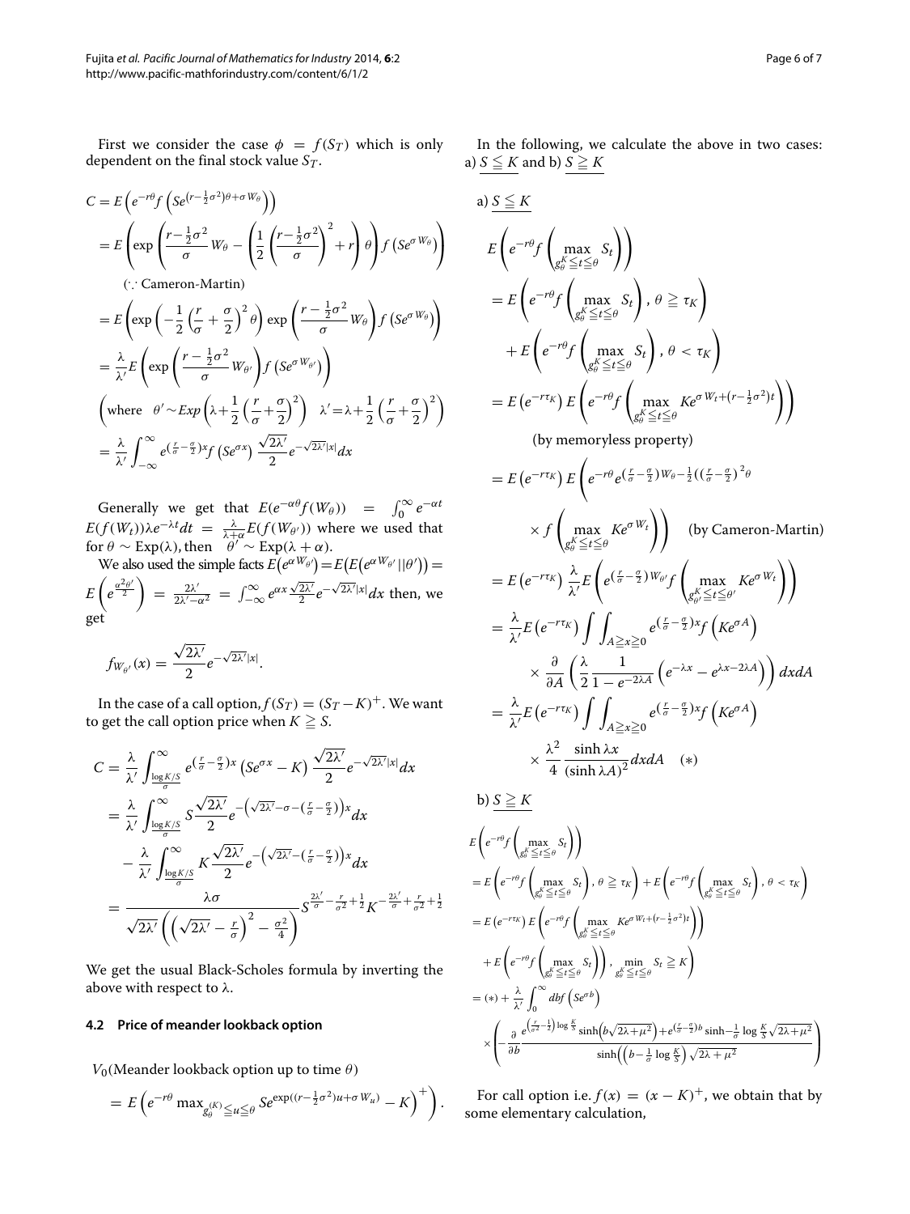First we consider the case $\phi = f(S_T)$ which is only dependent on the final stock value $S_T$.

$$
\begin{aligned}
C &= E\left(e^{-r\theta} f\left(Se^{(r-\frac{1}{2}\sigma^2)\theta+\sigma W_\theta}\right)\right) \\
&= E\left(\exp\left(\frac{r-\frac{1}{2}\sigma^2}{\sigma}W_\theta - \left(\frac{1}{2}\left(\frac{r-\frac{1}{2}\sigma^2}{\sigma}\right)^2 + r\right)\theta\right) f\left(Se^{\sigma W_\theta}\right)\right) \\
&\quad (\because \text{Cameron-Martin}) \\
&= E\left(\exp\left(-\frac{1}{2}\left(\frac{r}{\sigma}+\frac{\sigma}{2}\right)^2\theta\right)\exp\left(\frac{r-\frac{1}{2}\sigma^2}{\sigma}W_\theta\right) f\left(Se^{\sigma W_\theta}\right)\right) \\
&= \frac{\lambda}{\lambda'} E\left(\exp\left(\frac{r-\frac{1}{2}\sigma^2}{\sigma}W_{\theta'}\right) f\left(Se^{\sigma W_{\theta'}}\right)\right) \\
&\left(\text{where } \theta' \sim Exp\left(\lambda + \frac{1}{2}\left(\frac{r}{\sigma}+\frac{\sigma}{2}\right)^2\right) \quad \lambda' = \lambda + \frac{1}{2}\left(\frac{r}{\sigma}+\frac{\sigma}{2}\right)^2\right) \\
&= \frac{\lambda}{\lambda'}\int_{-\infty}^{\infty} e^{(\frac{r}{\sigma}-\frac{\sigma}{2})x} f\left(Se^{\sigma x}\right)\frac{\sqrt{2\lambda'}}{2}e^{-\sqrt{2\lambda'}|x|}dx
\end{aligned}
$$

Generally we get that $E(e^{-\alpha\theta}f(W_\theta)) = \int_0^\infty e^{-\alpha t} E(f(W_t))\lambda e^{-\lambda t}dt = \frac{\lambda}{\lambda+\alpha}E(f(W_{\theta'}))$ where we used that for $\theta \sim \text{Exp}(\lambda)$, then $\theta' \sim \text{Exp}(\lambda+\alpha)$.

We also used the simple facts $E\left(e^{\alpha W_{\theta'}}\right) = E\left(E\left(e^{\alpha W_{\theta'}} || \theta'\right)\right) = E\left(e^{\frac{\alpha^2\theta'}{2}}\right) = \frac{2\lambda'}{2\lambda'-\alpha^2} = \int_{-\infty}^{\infty} e^{\alpha x}\frac{\sqrt{2\lambda'}}{2}e^{-\sqrt{2\lambda'}|x|}dx$ then, we get

$$
f_{W_{\theta'}}(x) = \frac{\sqrt{2\lambda'}}{2}e^{-\sqrt{2\lambda'}|x|}.
$$

In the case of a call option, $f(S_T) = (S_T - K)^+$. We want to get the call option price when $K \geqq S$.

$$
\begin{aligned}
C &= \frac{\lambda}{\lambda'}\int_{\frac{\log K/S}{\sigma}}^{\infty} e^{(\frac{r}{\sigma}-\frac{\sigma}{2})x}\left(Se^{\sigma x} - K\right)\frac{\sqrt{2\lambda'}}{2}e^{-\sqrt{2\lambda'}|x|}dx \\
&= \frac{\lambda}{\lambda'}\int_{\frac{\log K/S}{\sigma}}^{\infty} S\frac{\sqrt{2\lambda'}}{2}e^{-\left(\sqrt{2\lambda'}-\sigma-(\frac{r}{\sigma}-\frac{\sigma}{2})\right)x}dx \\
&\quad - \frac{\lambda}{\lambda'}\int_{\frac{\log K/S}{\sigma}}^{\infty} K\frac{\sqrt{2\lambda'}}{2}e^{-\left(\sqrt{2\lambda'}-(\frac{r}{\sigma}-\frac{\sigma}{2})\right)x}dx \\
&= \frac{\lambda\sigma}{\sqrt{2\lambda'}\left(\left(\sqrt{2\lambda'}-\frac{r}{\sigma}\right)^2 - \frac{\sigma^2}{4}\right)} S^{\frac{2\lambda'}{\sigma}-\frac{r}{\sigma^2}+\frac{1}{2}} K^{-\frac{2\lambda'}{\sigma}+\frac{r}{\sigma^2}+\frac{1}{2}}
\end{aligned}
$$

We get the usual Black-Scholes formula by inverting the above with respect to $\lambda$.

### 4.2 Price of meander lookback option

$V_0$(Meander lookback option up to time $\theta$)

$$
= E\left(e^{-r\theta}\max_{g_\theta^{(K)} \leqq u \leqq \theta} Se^{\exp((r-\frac{1}{2}\sigma^2)u+\sigma W_u)} - K\right)^+ \Bigg).
$$

In the following, we calculate the above in two cases: a) $S \leqq K$ and b) $S \geqq K$

a) $S \leqq K$

$$
\begin{aligned}
&E\left(e^{-r\theta} f\left(\max_{g_\theta^K \leqq t \leqq \theta} S_t\right)\right) \\
&= E\left(e^{-r\theta} f\left(\max_{g_\theta^K \leqq t \leqq \theta} S_t\right), \theta \geqq \tau_K\right) \\
&\quad + E\left(e^{-r\theta} f\left(\max_{g_\theta^K \leqq t \leqq \theta} S_t\right), \theta < \tau_K\right) \\
&= E\left(e^{-r\tau_K}\right) E\left(e^{-r\theta} f\left(\max_{g_\theta^K \leqq t \leqq \theta} Ke^{\sigma W_t + (r-\frac{1}{2}\sigma^2)t}\right)\right) \\
&\quad \text{(by memoryless property)} \\
&= E\left(e^{-r\tau_K}\right) E\left(e^{-r\theta} e^{(\frac{r}{\sigma}-\frac{\sigma}{2})W_\theta - \frac{1}{2}((\frac{r}{\sigma}-\frac{\sigma}{2})^2\theta}\right. \\
&\quad \left.\times f\left(\max_{g_\theta^K \leqq t \leqq \theta} Ke^{\sigma W_t}\right)\right) \quad \text{(by Cameron-Martin)} \\
&= E\left(e^{-r\tau_K}\right)\frac{\lambda}{\lambda'} E\left(e^{(\frac{r}{\sigma}-\frac{\sigma}{2})W_{\theta'}} f\left(\max_{g_{\theta'}^K \leqq t \leqq \theta'} Ke^{\sigma W_t}\right)\right) \\
&= \frac{\lambda}{\lambda'} E\left(e^{-r\tau_K}\right)\int\int_{A \geqq x \geqq 0} e^{(\frac{r}{\sigma}-\frac{\sigma}{2})x} f\left(Ke^{\sigma A}\right) \\
&\quad \times \frac{\partial}{\partial A}\left(\frac{\lambda}{2}\frac{1}{1-e^{-2\lambda A}}\left(e^{-\lambda x} - e^{\lambda x - 2\lambda A}\right)\right) dxdA \\
&= \frac{\lambda}{\lambda'} E\left(e^{-r\tau_K}\right)\int\int_{A \geqq x \geqq 0} e^{(\frac{r}{\sigma}-\frac{\sigma}{2})x} f\left(Ke^{\sigma A}\right) \\
&\quad \times \frac{\lambda^2}{4}\frac{\sinh \lambda x}{(\sinh \lambda A)^2} dxdA \quad (*)
\end{aligned}
$$

b) $S \geqq K$

$$
\begin{aligned}
&E\left(e^{-r\theta} f\left(\max_{g_\theta^K \leqq t \leqq \theta} S_t\right)\right) \\
&= E\left(e^{-r\theta} f\left(\max_{g_\theta^K \leqq t \leqq \theta} S_t\right), \theta \geqq \tau_K\right) + E\left(e^{-r\theta} f\left(\max_{g_\theta^K \leqq t \leqq \theta} S_t\right), \theta < \tau_K\right) \\
&= E\left(e^{-r\tau_K}\right) E\left(e^{-r\theta} f\left(\max_{g_\theta^K \leqq t \leqq \theta} Ke^{\sigma W_t + (r-\frac{1}{2}\sigma^2)t}\right)\right) \\
&\quad + E\left(e^{-r\theta} f\left(\max_{g_\theta^K \leqq t \leqq \theta} S_t\right)\right), \min_{g_\theta^K \leqq t \leqq \theta} S_t \geqq K\Bigg) \\
&= (*) + \frac{\lambda}{\lambda'}\int_0^\infty dbf\left(Se^{\sigma b}\right) \\
&\quad \times \left(-\frac{\partial}{\partial b}\frac{e^{\left(\frac{r}{\sigma^2}-\frac{1}{2}\right)\log\frac{K}{S}}\sinh\left(b\sqrt{2\lambda+\mu^2}\right) + e^{(\frac{r}{\sigma}-\frac{\sigma}{2})b}\sinh -\frac{1}{\sigma}\log\frac{K}{S}\sqrt{2\lambda+\mu^2}}{\sinh\left(\left(b - \frac{1}{\sigma}\log\frac{K}{S}\right)\sqrt{2\lambda+\mu^2}\right)}\right)
\end{aligned}
$$

For call option i.e. $f(x) = (x-K)^+$, we obtain that by some elementary calculation,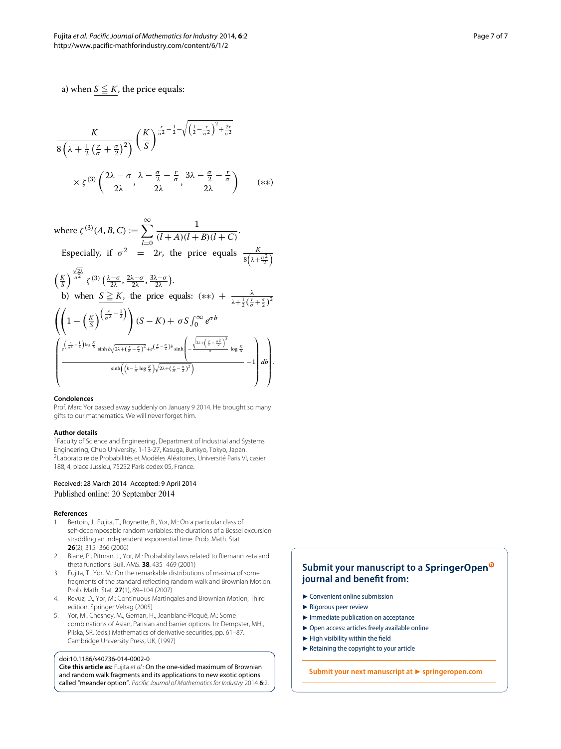a) when $\underline{S \leqq K}$, the price equals:

$$\frac{K}{8\left(\lambda + \frac{1}{2}\left(\frac{r}{\sigma} + \frac{\sigma}{2}\right)^2\right)} \left(\frac{K}{S}\right)^{\frac{r}{\sigma^2} - \frac{1}{2} - \sqrt{\left(\frac{1}{2} - \frac{r}{\sigma^2}\right)^2 + \frac{2r}{\sigma^2}}}$$

$$\times \zeta^{(3)}\left(\frac{2\lambda - \sigma}{2\lambda}, \frac{\lambda - \frac{\sigma}{2} - \frac{r}{\sigma}}{2\lambda}, \frac{3\lambda - \frac{\sigma}{2} - \frac{r}{\sigma}}{2\lambda}\right) \qquad (**)$$

where $\zeta^{(3)}(A, B, C) := \sum_{l=0}^{\infty} \frac{1}{(l+A)(l+B)(l+C)}$.

Especially, if $\sigma^2 = 2r$, the price equals $\frac{K}{8\left(\lambda + \frac{\sigma^2}{2}\right)} \left(\frac{K}{S}\right)^{\frac{\sqrt{2\lambda}}{\sigma^2}} \zeta^{(3)}\left(\frac{\lambda - \sigma}{2\lambda}, \frac{2\lambda - \sigma}{2\lambda}, \frac{3\lambda - \sigma}{2\lambda}\right)$.

b) when $\underline{S \geqq K}$, the price equals: $(**) + \frac{\lambda}{\lambda + \frac{1}{2}\left(\frac{r}{\sigma} + \frac{\sigma}{2}\right)^2}$

$$\left(\left(1 - \left(\frac{K}{S}\right)^{\left(\frac{r}{\sigma^2} - \frac{1}{2}\right)}\right)(S - K) + \sigma S \int_0^{\infty} e^{\sigma b} \left(\frac{e^{\left(\frac{r}{\sigma^2} - \frac{1}{2}\right)\log\frac{K}{S}} \sinh b\sqrt{2\lambda + \left(\frac{r}{\sigma} - \frac{\sigma}{2}\right)^2} + e^{\left(\frac{r}{\sigma} - \frac{\sigma}{2}\right)b} \sinh\left(-\frac{\sqrt{2\lambda + \left(\frac{r}{\sigma} - \frac{\sigma^2}{2}\right)^2}}{\sigma} \log\frac{K}{S}\right)}{\sinh\left(\left(b - \frac{1}{\sigma}\log\frac{K}{S}\right)\sqrt{2\lambda + \left(\frac{r}{\sigma} - \frac{\sigma}{2}\right)^2}\right)} - 1\right) db\right).$$

### Condolences

Prof. Marc Yor passed away suddenly on January 9 2014. He brought so many gifts to our mathematics. We will never forget him.

### Author details

[1] Faculty of Science and Engineering, Department of Industrial and Systems Engineering, Chuo University, 1-13-27, Kasuga, Bunkyo, Tokyo, Japan. [2] Laboratoire de Probabilités et Modèles Aléatoires, Université Paris VI, casier 188, 4, place Jussieu, 75252 Paris cedex 05, France.

Received: 28 March 2014 Accepted: 9 April 2014
Published online: 20 September 2014

### References

1. Bertoin, J., Fujita, T., Roynette, B., Yor, M.: On a particular class of self-decomposable random variables: the durations of a Bessel excursion straddling an independent exponential time. Prob. Math. Stat. **26**(2), 315–366 (2006)
2. Biane, P., Pitman, J., Yor, M.: Probability laws related to Riemann zeta and theta functions. Bull. AMS. **38**, 435–469 (2001)
3. Fujita, T., Yor, M.: On the remarkable distributions of maxima of some fragments of the standard reflecting random walk and Brownian Motion. Prob. Math. Stat. **27**(1), 89–104 (2007)
4. Revuz, D., Yor, M.: Continuous Martingales and Brownian Motion, Third edition. Springer Velrag (2005)
5. Yor, M., Chesney, M., Geman, H., Jeanblanc-Picqué, M.: Some combinations of Asian, Parisian and barrier options. In: Dempster, MH., Pliska, SR. (eds.) Mathematics of derivative securities, pp. 61–87. Cambridge University Press, UK, (1997)

doi:10.1186/s40736-014-0002-0
**Cite this article as:** Fujita *et al.*: On the one-sided maximum of Brownian and random walk fragments and its applications to new exotic options called "meander option". *Pacific Journal of Mathematics for Industry* 2014 **6**:2.

**Submit your manuscript to a SpringerOpen journal and benefit from:**

- ► Convenient online submission
- ► Rigorous peer review
- ► Immediate publication on acceptance
- ► Open access: articles freely available online
- ► High visibility within the field
- ► Retaining the copyright to your article

**Submit your next manuscript at ► springeropen.com**